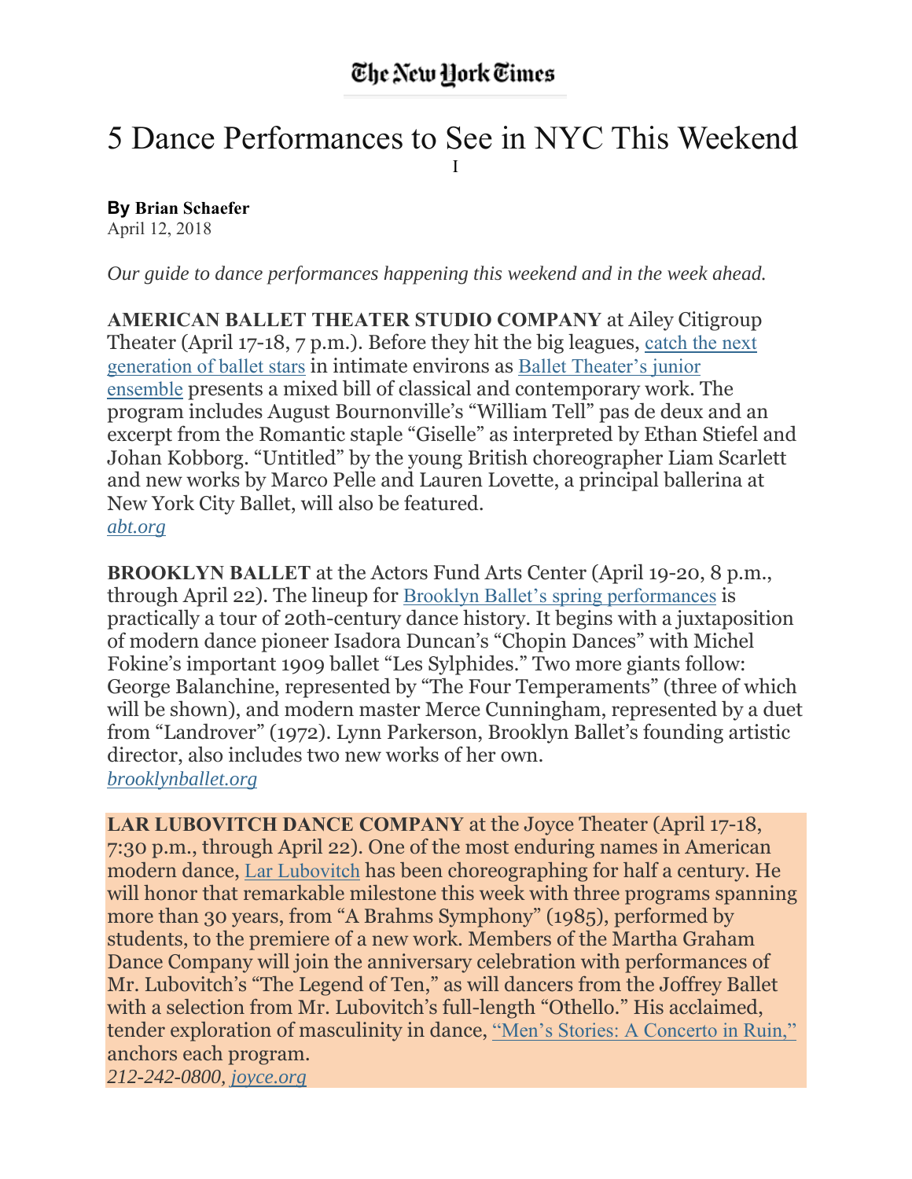The New York Times

# 5 Dance Performances to See in NYC This Weekend

I

**By Brian Schaefer**
April 12, 2018

*Our guide to dance performances happening this weekend and in the week ahead.*

**AMERICAN BALLET THEATER STUDIO COMPANY** at Ailey Citigroup Theater (April 17-18, 7 p.m.). Before they hit the big leagues, catch the next generation of ballet stars in intimate environs as Ballet Theater's junior ensemble presents a mixed bill of classical and contemporary work. The program includes August Bournonville's "William Tell" pas de deux and an excerpt from the Romantic staple "Giselle" as interpreted by Ethan Stiefel and Johan Kobborg. "Untitled" by the young British choreographer Liam Scarlett and new works by Marco Pelle and Lauren Lovette, a principal ballerina at New York City Ballet, will also be featured.
*abt.org*

**BROOKLYN BALLET** at the Actors Fund Arts Center (April 19-20, 8 p.m., through April 22). The lineup for Brooklyn Ballet's spring performances is practically a tour of 20th-century dance history. It begins with a juxtaposition of modern dance pioneer Isadora Duncan's "Chopin Dances" with Michel Fokine's important 1909 ballet "Les Sylphides." Two more giants follow: George Balanchine, represented by "The Four Temperaments" (three of which will be shown), and modern master Merce Cunningham, represented by a duet from "Landrover" (1972). Lynn Parkerson, Brooklyn Ballet's founding artistic director, also includes two new works of her own.
*brooklynballet.org*

**LAR LUBOVITCH DANCE COMPANY** at the Joyce Theater (April 17-18, 7:30 p.m., through April 22). One of the most enduring names in American modern dance, Lar Lubovitch has been choreographing for half a century. He will honor that remarkable milestone this week with three programs spanning more than 30 years, from "A Brahms Symphony" (1985), performed by students, to the premiere of a new work. Members of the Martha Graham Dance Company will join the anniversary celebration with performances of Mr. Lubovitch's "The Legend of Ten," as will dancers from the Joffrey Ballet with a selection from Mr. Lubovitch's full-length "Othello." His acclaimed, tender exploration of masculinity in dance, "Men's Stories: A Concerto in Ruin," anchors each program.
*212-242-0800, joyce.org*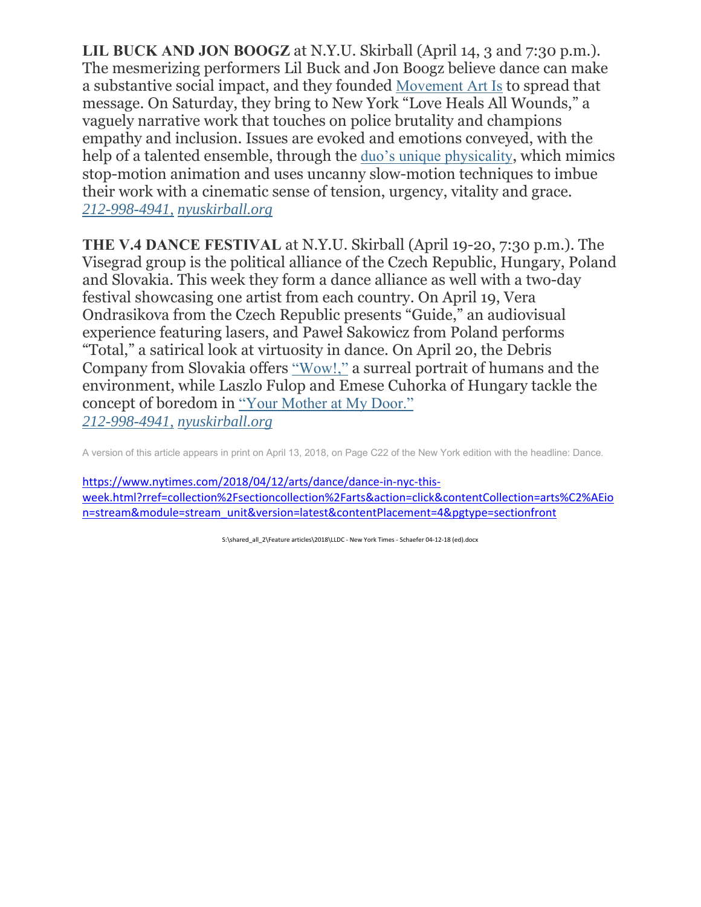**LIL BUCK AND JON BOOGZ** at N.Y.U. Skirball (April 14, 3 and 7:30 p.m.). The mesmerizing performers Lil Buck and Jon Boogz believe dance can make a substantive social impact, and they founded Movement Art Is to spread that message. On Saturday, they bring to New York "Love Heals All Wounds," a vaguely narrative work that touches on police brutality and champions empathy and inclusion. Issues are evoked and emotions conveyed, with the help of a talented ensemble, through the duo's unique physicality, which mimics stop-motion animation and uses uncanny slow-motion techniques to imbue their work with a cinematic sense of tension, urgency, vitality and grace. *212-998-4941, nyuskirball.org*

**THE V.4 DANCE FESTIVAL** at N.Y.U. Skirball (April 19-20, 7:30 p.m.). The Visegrad group is the political alliance of the Czech Republic, Hungary, Poland and Slovakia. This week they form a dance alliance as well with a two-day festival showcasing one artist from each country. On April 19, Vera Ondrasikova from the Czech Republic presents "Guide," an audiovisual experience featuring lasers, and Paweł Sakowicz from Poland performs "Total," a satirical look at virtuosity in dance. On April 20, the Debris Company from Slovakia offers "Wow!," a surreal portrait of humans and the environment, while Laszlo Fulop and Emese Cuhorka of Hungary tackle the concept of boredom in "Your Mother at My Door."
*212-998-4941, nyuskirball.org*

A version of this article appears in print on April 13, 2018, on Page C22 of the New York edition with the headline: Dance.

https://www.nytimes.com/2018/04/12/arts/dance/dance-in-nyc-this-week.html?rref=collection%2Fsectioncollection%2Farts&action=click&contentCollection=arts%C2%AEion=stream&module=stream_unit&version=latest&contentPlacement=4&pgtype=sectionfront

S:\shared_all_2\Feature articles\2018\LLDC - New York Times - Schaefer 04-12-18 (ed).docx